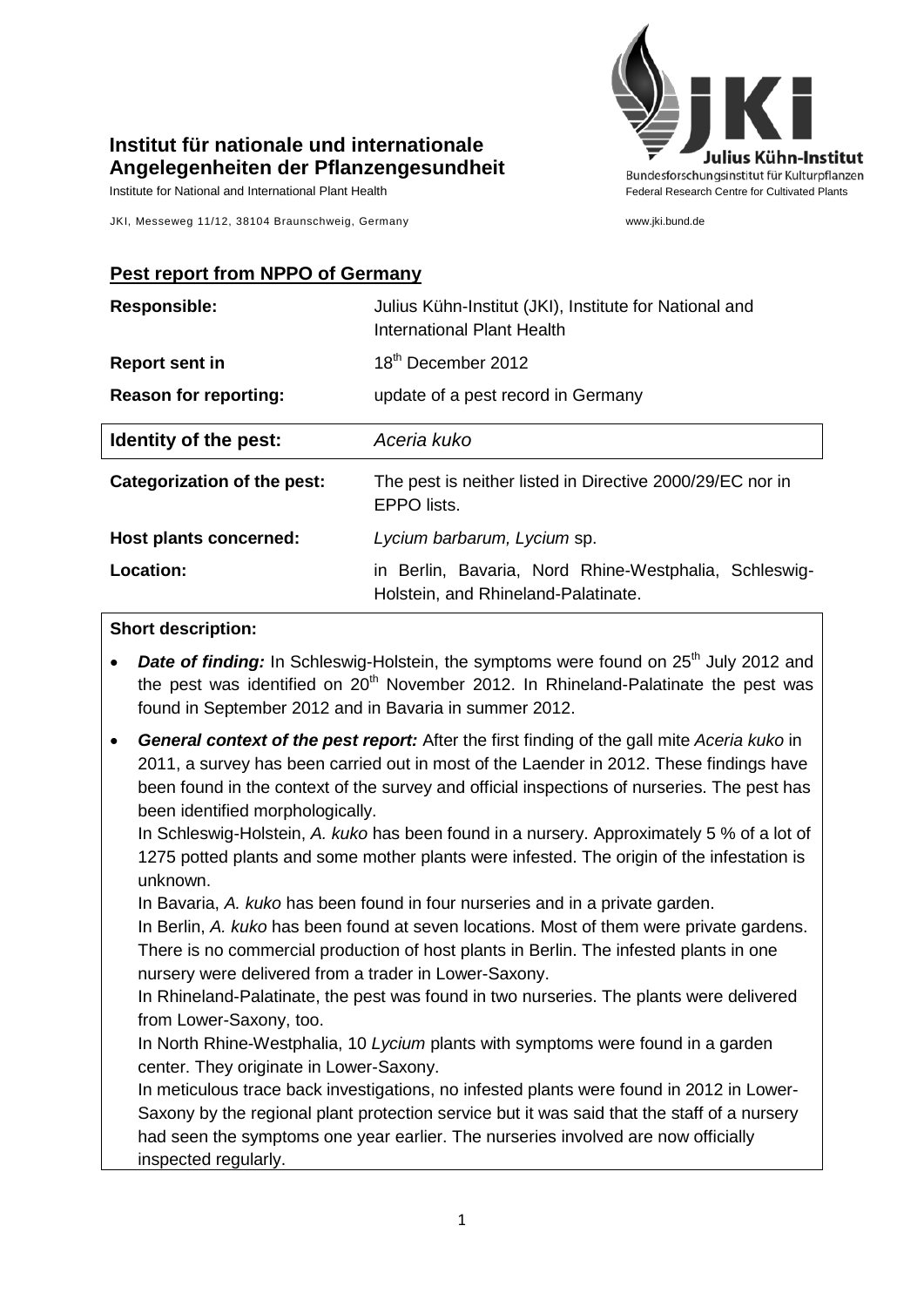**Institut für nationale und internationale Angelegenheiten der Pflanzengesundheit**

Institute for National and International Plant Health

JKI, Messeweg 11/12, 38104 Braunschweig, Germany

Julius Kühn-Institut
Bundesforschungsinstitut für Kulturpflanzen
Federal Research Centre for Cultivated Plants

www.jki.bund.de

## Pest report from NPPO of Germany

| | |
|---|---|
| **Responsible:** | Julius Kühn-Institut (JKI), Institute for National and International Plant Health |
| **Report sent in** | 18th December 2012 |
| **Reason for reporting:** | update of a pest record in Germany |
| **Identity of the pest:** | *Aceria kuko* |
| **Categorization of the pest:** | The pest is neither listed in Directive 2000/29/EC nor in EPPO lists. |
| **Host plants concerned:** | *Lycium barbarum, Lycium* sp. |
| **Location:** | in Berlin, Bavaria, Nord Rhine-Westphalia, Schleswig-Holstein, and Rhineland-Palatinate. |

**Short description:**

- ***Date of finding:*** In Schleswig-Holstein, the symptoms were found on 25th July 2012 and the pest was identified on 20th November 2012. In Rhineland-Palatinate the pest was found in September 2012 and in Bavaria in summer 2012.
- ***General context of the pest report:*** After the first finding of the gall mite *Aceria kuko* in 2011, a survey has been carried out in most of the Laender in 2012. These findings have been found in the context of the survey and official inspections of nurseries. The pest has been identified morphologically.

  In Schleswig-Holstein, *A. kuko* has been found in a nursery. Approximately 5 % of a lot of 1275 potted plants and some mother plants were infested. The origin of the infestation is unknown.

  In Bavaria, *A. kuko* has been found in four nurseries and in a private garden.

  In Berlin, *A. kuko* has been found at seven locations. Most of them were private gardens. There is no commercial production of host plants in Berlin. The infested plants in one nursery were delivered from a trader in Lower-Saxony.

  In Rhineland-Palatinate, the pest was found in two nurseries. The plants were delivered from Lower-Saxony, too.

  In North Rhine-Westphalia, 10 *Lycium* plants with symptoms were found in a garden center. They originate in Lower-Saxony.

  In meticulous trace back investigations, no infested plants were found in 2012 in Lower-Saxony by the regional plant protection service but it was said that the staff of a nursery had seen the symptoms one year earlier. The nurseries involved are now officially inspected regularly.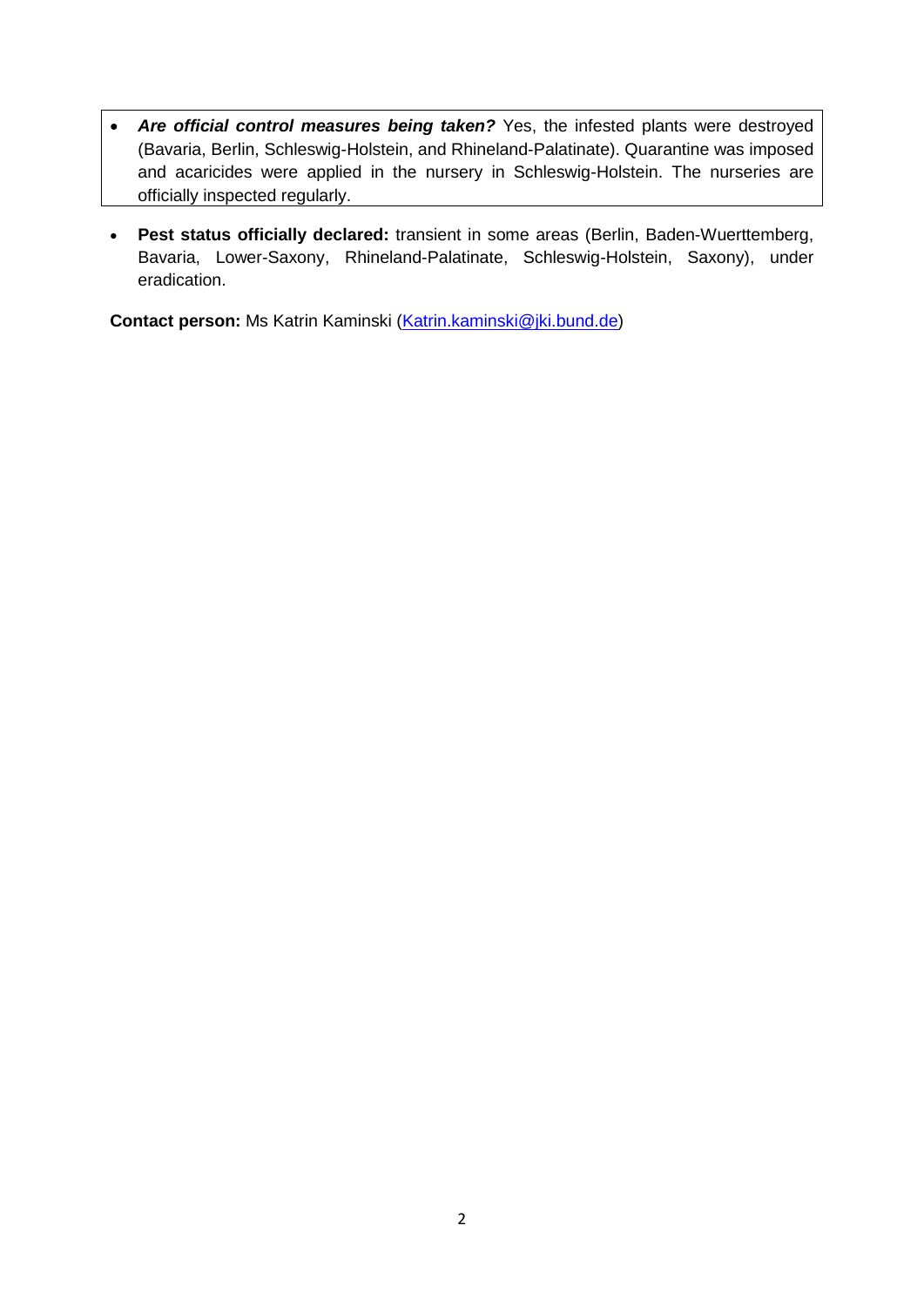- ***Are official control measures being taken?*** Yes, the infested plants were destroyed (Bavaria, Berlin, Schleswig-Holstein, and Rhineland-Palatinate). Quarantine was imposed and acaricides were applied in the nursery in Schleswig-Holstein. The nurseries are officially inspected regularly.

- **Pest status officially declared:** transient in some areas (Berlin, Baden-Wuerttemberg, Bavaria, Lower-Saxony, Rhineland-Palatinate, Schleswig-Holstein, Saxony), under eradication.

**Contact person:** Ms Katrin Kaminski (Katrin.kaminski@jki.bund.de)